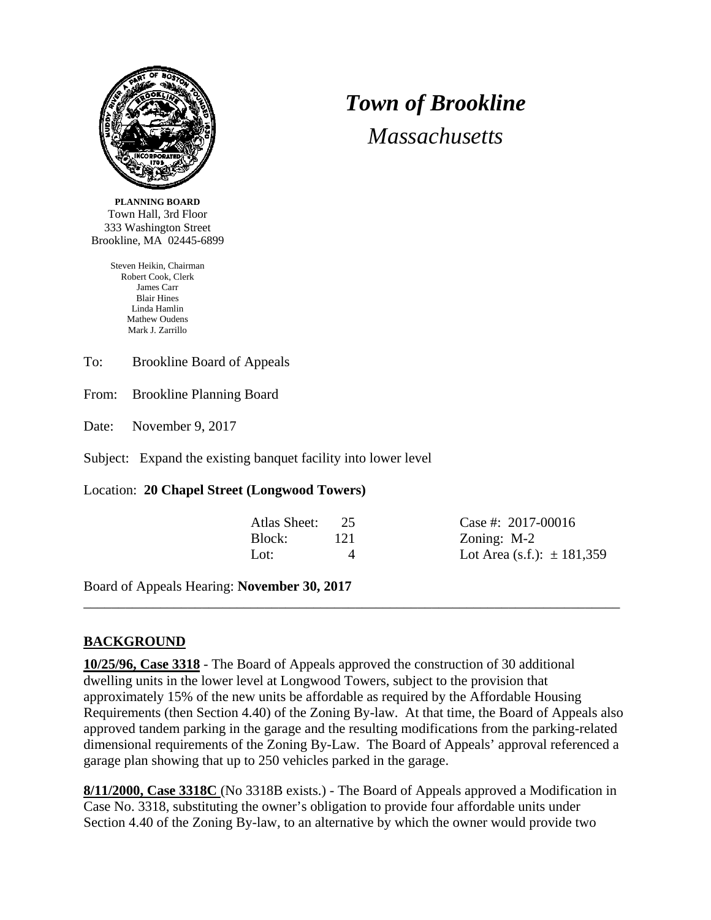# *Town of Brookline*

*Massachusetts*

**PLANNING BOARD**
Town Hall, 3rd Floor
333 Washington Street
Brookline, MA 02445-6899

Steven Heikin, Chairman
Robert Cook, Clerk
James Carr
Blair Hines
Linda Hamlin
Mathew Oudens
Mark J. Zarrillo

To: Brookline Board of Appeals

From: Brookline Planning Board

Date: November 9, 2017

Subject: Expand the existing banquet facility into lower level

Location: **20 Chapel Street (Longwood Towers)**

| | | | |
|---|---|---|---|
| Atlas Sheet: | 25 | Case #: | 2017-00016 |
| Block: | 121 | Zoning: | M-2 |
| Lot: | 4 | Lot Area (s.f.): | ± 181,359 |

Board of Appeals Hearing: **November 30, 2017**

---

## BACKGROUND

**10/25/96, Case 3318** - The Board of Appeals approved the construction of 30 additional dwelling units in the lower level at Longwood Towers, subject to the provision that approximately 15% of the new units be affordable as required by the Affordable Housing Requirements (then Section 4.40) of the Zoning By-law. At that time, the Board of Appeals also approved tandem parking in the garage and the resulting modifications from the parking-related dimensional requirements of the Zoning By-Law. The Board of Appeals' approval referenced a garage plan showing that up to 250 vehicles parked in the garage.

**8/11/2000, Case 3318C** (No 3318B exists.) - The Board of Appeals approved a Modification in Case No. 3318, substituting the owner's obligation to provide four affordable units under Section 4.40 of the Zoning By-law, to an alternative by which the owner would provide two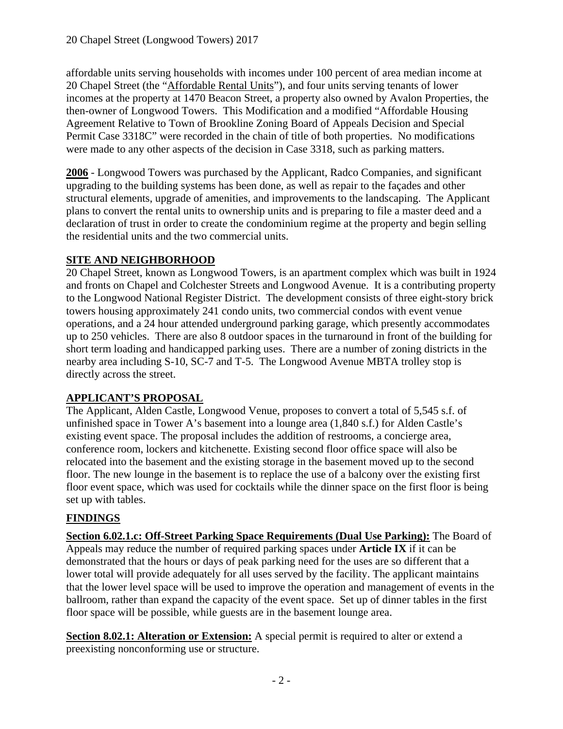affordable units serving households with incomes under 100 percent of area median income at 20 Chapel Street (the "Affordable Rental Units"), and four units serving tenants of lower incomes at the property at 1470 Beacon Street, a property also owned by Avalon Properties, the then-owner of Longwood Towers. This Modification and a modified "Affordable Housing Agreement Relative to Town of Brookline Zoning Board of Appeals Decision and Special Permit Case 3318C" were recorded in the chain of title of both properties. No modifications were made to any other aspects of the decision in Case 3318, such as parking matters.

**2006** - Longwood Towers was purchased by the Applicant, Radco Companies, and significant upgrading to the building systems has been done, as well as repair to the façades and other structural elements, upgrade of amenities, and improvements to the landscaping. The Applicant plans to convert the rental units to ownership units and is preparing to file a master deed and a declaration of trust in order to create the condominium regime at the property and begin selling the residential units and the two commercial units.

## SITE AND NEIGHBORHOOD

20 Chapel Street, known as Longwood Towers, is an apartment complex which was built in 1924 and fronts on Chapel and Colchester Streets and Longwood Avenue. It is a contributing property to the Longwood National Register District. The development consists of three eight-story brick towers housing approximately 241 condo units, two commercial condos with event venue operations, and a 24 hour attended underground parking garage, which presently accommodates up to 250 vehicles. There are also 8 outdoor spaces in the turnaround in front of the building for short term loading and handicapped parking uses. There are a number of zoning districts in the nearby area including S-10, SC-7 and T-5. The Longwood Avenue MBTA trolley stop is directly across the street.

## APPLICANT'S PROPOSAL

The Applicant, Alden Castle, Longwood Venue, proposes to convert a total of 5,545 s.f. of unfinished space in Tower A's basement into a lounge area (1,840 s.f.) for Alden Castle's existing event space. The proposal includes the addition of restrooms, a concierge area, conference room, lockers and kitchenette. Existing second floor office space will also be relocated into the basement and the existing storage in the basement moved up to the second floor. The new lounge in the basement is to replace the use of a balcony over the existing first floor event space, which was used for cocktails while the dinner space on the first floor is being set up with tables.

## FINDINGS

**Section 6.02.1.c: Off-Street Parking Space Requirements (Dual Use Parking):** The Board of Appeals may reduce the number of required parking spaces under **Article IX** if it can be demonstrated that the hours or days of peak parking need for the uses are so different that a lower total will provide adequately for all uses served by the facility. The applicant maintains that the lower level space will be used to improve the operation and management of events in the ballroom, rather than expand the capacity of the event space. Set up of dinner tables in the first floor space will be possible, while guests are in the basement lounge area.

**Section 8.02.1: Alteration or Extension:** A special permit is required to alter or extend a preexisting nonconforming use or structure.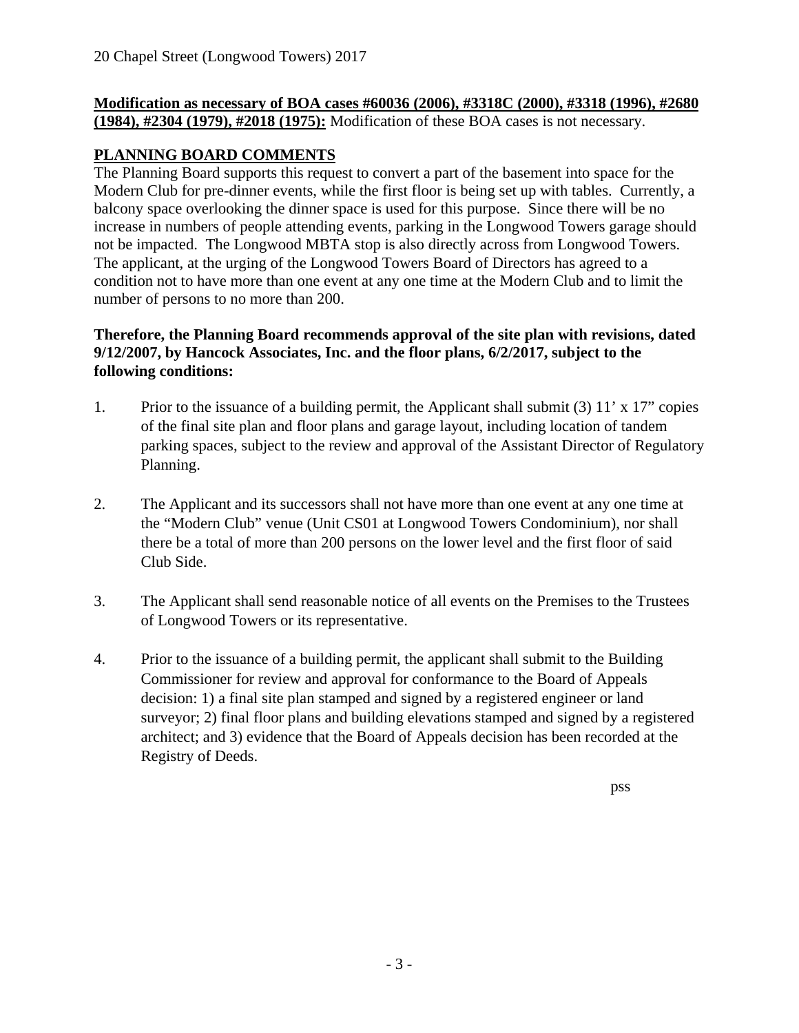**Modification as necessary of BOA cases #60036 (2006), #3318C (2000), #3318 (1996), #2680 (1984), #2304 (1979), #2018 (1975):** Modification of these BOA cases is not necessary.

## PLANNING BOARD COMMENTS

The Planning Board supports this request to convert a part of the basement into space for the Modern Club for pre-dinner events, while the first floor is being set up with tables. Currently, a balcony space overlooking the dinner space is used for this purpose. Since there will be no increase in numbers of people attending events, parking in the Longwood Towers garage should not be impacted. The Longwood MBTA stop is also directly across from Longwood Towers. The applicant, at the urging of the Longwood Towers Board of Directors has agreed to a condition not to have more than one event at any one time at the Modern Club and to limit the number of persons to no more than 200.

**Therefore, the Planning Board recommends approval of the site plan with revisions, dated 9/12/2007, by Hancock Associates, Inc. and the floor plans, 6/2/2017, subject to the following conditions:**

1. Prior to the issuance of a building permit, the Applicant shall submit (3) 11' x 17" copies of the final site plan and floor plans and garage layout, including location of tandem parking spaces, subject to the review and approval of the Assistant Director of Regulatory Planning.

2. The Applicant and its successors shall not have more than one event at any one time at the "Modern Club" venue (Unit CS01 at Longwood Towers Condominium), nor shall there be a total of more than 200 persons on the lower level and the first floor of said Club Side.

3. The Applicant shall send reasonable notice of all events on the Premises to the Trustees of Longwood Towers or its representative.

4. Prior to the issuance of a building permit, the applicant shall submit to the Building Commissioner for review and approval for conformance to the Board of Appeals decision: 1) a final site plan stamped and signed by a registered engineer or land surveyor; 2) final floor plans and building elevations stamped and signed by a registered architect; and 3) evidence that the Board of Appeals decision has been recorded at the Registry of Deeds.

pss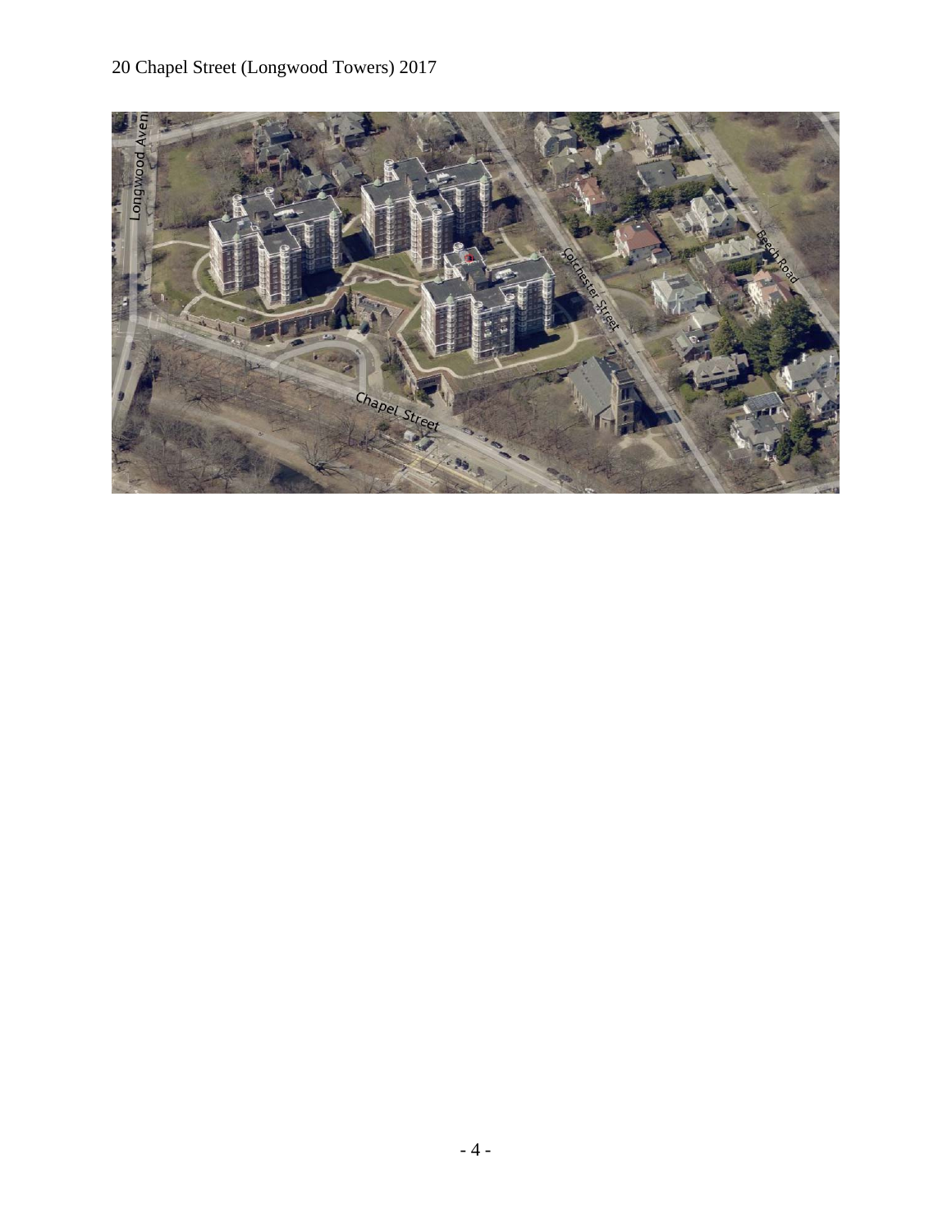20 Chapel Street (Longwood Towers) 2017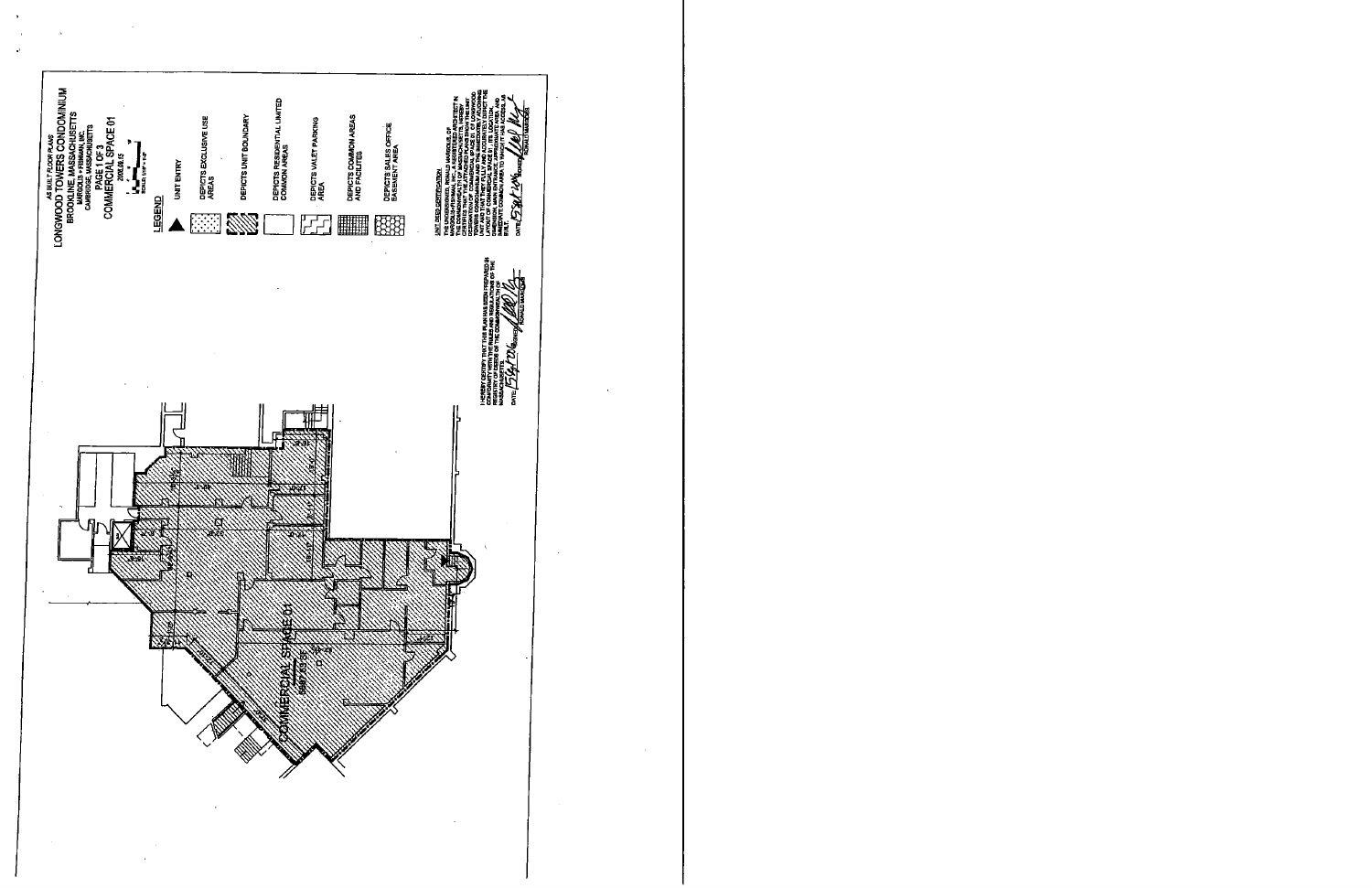AS BUILT FLOOR PLANS

# LONGWOOD TOWERS CONDOMINIUM

BROOKLINE, MASSACHUSETTS

MARGULIS + FEINMAN, INC.
CAMBRIDGE, MASSACHUSETTS

PAGE 1 OF 3

## COMMERCIAL SPACE 01

2006.05.15

SCALE: 1/16" = 1'-0"

**LEGEND**

- UNIT ENTRY
- DEPICTS EXCLUSIVE USE AREAS
- DEPICTS UNIT BOUNDARY
- DEPICTS RESIDENTIAL LIMITED COMMON AREAS
- DEPICTS VALET PARKING AREA
- DEPICTS COMMON AREAS AND FACILITIES
- DEPICTS SALES OFFICE BASEMENT AREA

COMMERCIAL SPACE 01

UNIT DEED CERTIFICATION

THE UNDERSIGNED, RONALD MARGOLIS, OF MARGULIS+FEINMAN, INC., A REGISTERED ARCHITECT IN THE COMMONWEALTH OF MASSACHUSETTS, HEREBY CERTIFIES THAT THE ATTACHED PLANS SHOW THE UNIT DESIGNATION OF COMMERCIAL SPACE 01 OF LONGWOOD TOWERS CONDOMINIUM AND THE IMMEDIATELY ADJOINING UNIT AND THAT THEY FULLY AND ACCURATELY DEPICT THE LAYOUT OF COMMERCIAL SPACE 01, ITS LOCATION, DIMENSION, MAIN ENTRANCE, APPROXIMATE AREA, AND IMMEDIATE COMMON AREA TO WHICH IT HAS ACCESS, AS BUILT.

DATE: 5/30/06 SIGNED: RONALD MARGOLIS

I HEREBY CERTIFY THAT THIS PLAN HAS BEEN PREPARED IN CONFORMITY WITH THE RULES AND REGULATIONS OF THE REGISTRY OF DEEDS OF THE COMMONWEALTH OF MASSACHUSETTS.

DATE: 5/30/06 SIGNED: RONALD MARGOLIS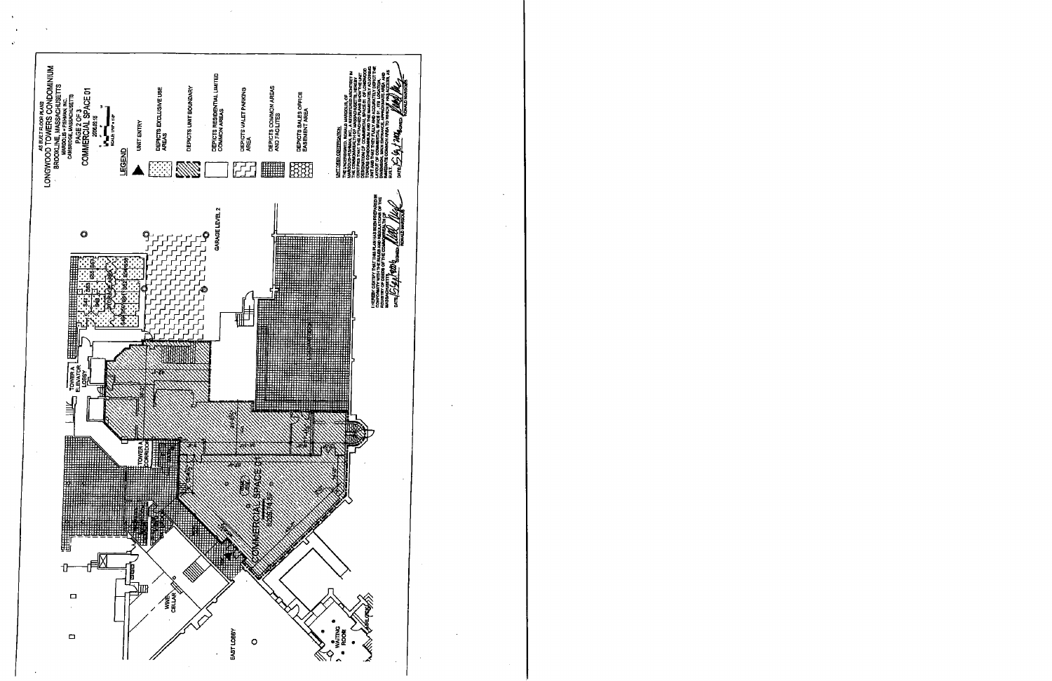AS BUILT FLOOR PLANS

# LONGWOOD TOWERS CONDOMINIUM

BROOKLINE, MASSACHUSETTS

MARGOLIS + FISHMAN, INC.

CAMBRIDGE, MASSACHUSETTS

PAGE 2 OF 3

## COMMERCIAL SPACE 01

2006.05.15

SCALE 1/16" = 1'-0"

## LEGEND

- UNIT ENTRY
- DEPICTS EXCLUSIVE USE AREAS
- DEPICTS UNIT BOUNDARY
- DEPICTS RESIDENTIAL LIMITED COMMON AREAS
- DEPICTS VALET PARKING AREA
- DEPICTS COMMON AREAS AND FACILITES
- DEPICTS SALES OFFICE EASEMENT AREA

UNIT DEED CERTIFICATION

THE UNDERSIGNED, RONALD MARGOLIS, OF MARGOLIS+FISHMAN, INC. A REGISTERED ARCHITECT IN THE COMMONWEALTH OF MASSACHUSETTS, HEREBY CERTIFIES THAT THE ATTACHED PLANS SHOW THE UNIT DESIGNATION OF COMMERCIAL SPACE 01 OF LONGWOOD TOWERS CONDOMINIUM AND THE IMMEDIATELY ADJOINING UNIT AND THAT THEY FULLY AND ACCURATELY DEPICT THE LAYOUT OF COMMERCIAL SPACE 01, ITS LOCATION, DIMENSIONS, MAIN ENTRANCE, APPROXIMATE AREA AND IMMEDIATE COMMON AREA TO WHICH IT HAS ACCESS, AS BUILT.

DATE: 5/9/2006 SIGNED: RONALD MARGOLIS

I HEREBY CERTIFY THAT THIS PLAN HAS BEEN PREPARED IN CONFORMITY WITH THE RULES AND REGULATIONS OF THE REGISTRY OF DEEDS OF THE COMMONWEALTH OF MASSACHUSETTS.

DATE: 5/9/2006 SIGNED: RONALD MARGOLIS

TOWER A ELEVATOR LOBBY

TOWER A CORRIDOR

GARAGE LEVEL 2

COMMERCIAL SPACE 01

5035.74 SF

WINE CELLAR

EAST LOBBY

WAITING ROOM

PARLOR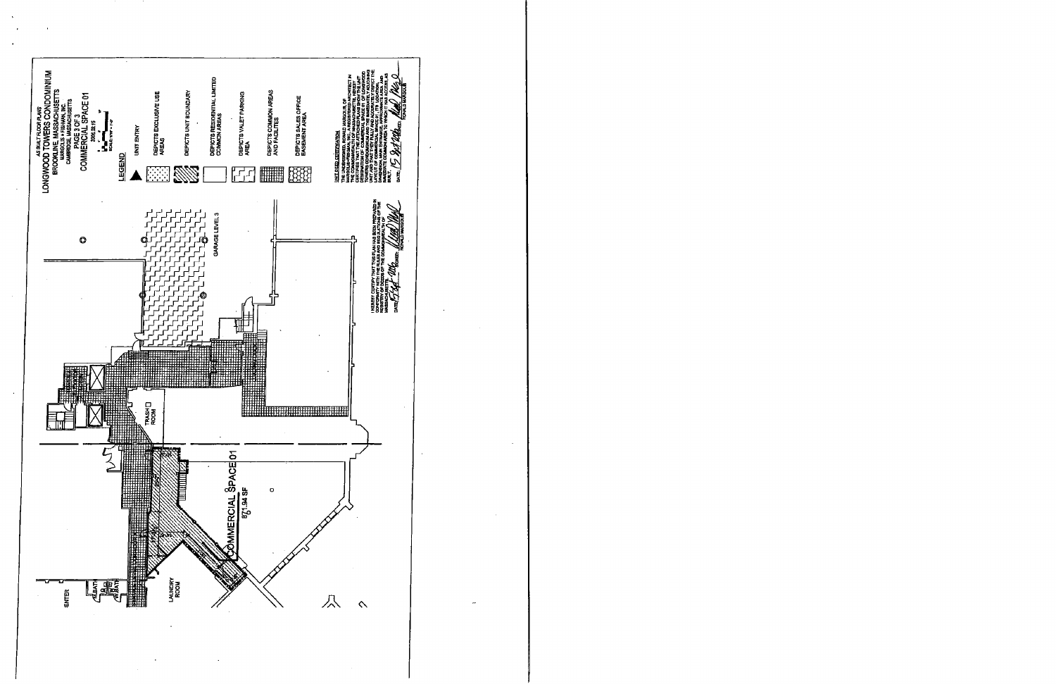AS BUILT FLOOR PLANS
# LONGWOOD TOWERS CONDOMINIUM
BROOKLINE, MASSACHUSETTS

MARGOLIS + FISHMAN, INC.
CAMBRIDGE, MASSACHUSETTS

PAGE 3 OF 3
## COMMERCIAL SPACE 01

2006.08.15

SCALE: 3/32" = 1'-0"

**LEGEND**

- UNIT ENTRY
- DEPICTS EXCLUSIVE USE AREAS
- DEPICTS UNIT BOUNDARY
- DEPICTS RESIDENTIAL LIMITED COMMON AREAS
- DEPICTS VALET PARKING AREA
- DEPICTS COMMON AREAS AND FACILITIES
- DEPICTS SALES OFFICE EASEMENT AREA

GARAGE LEVEL 3

TRASH ROOM

LAUNDRY ROOM

ENTER

COMMERCIAL SPACE 01
871.94 SF

I HEREBY CERTIFY THAT THIS PLAN HAS BEEN PREPARED IN CONFORMITY WITH THE RULES AND REGULATIONS OF THE REGISTRY OF DEEDS OF THE COMMONWEALTH OF MASSACHUSETTS.

DATE: 15 Sept 2006 SIGNED: RONALD MARGOLIS

UNIT PLANS CERTIFICATION

THE UNDERSIGNED, RONALD MARGOLIS OF MARGOLIS+FISHMAN, INC., A REGISTERED ARCHITECT IN THE COMMONWEALTH OF MASSACHUSETTS, HEREBY CERTIFIES THAT THE ATTACHED PLANS SHOW THE UNIT DESIGNATION OF COMMERCIAL SPACE 01 OF LONGWOOD TOWERS CONDOMINIUM AND THE IMMEDIATELY ADJOINING UNITS AND THAT THEY FULLY AND ACCURATELY DEPICT THE LAYOUT OF COMMERCIAL SPACE 01, ITS LOCATION, DIMENSIONS, MAIN ENTRANCE, APPROXIMATE AREA, AND IMMEDIATE COMMON AREA TO WHICH IT HAS ACCESS, AS BUILT.

DATE: 15 Sept 2006 SIGNED: RONALD MARGOLIS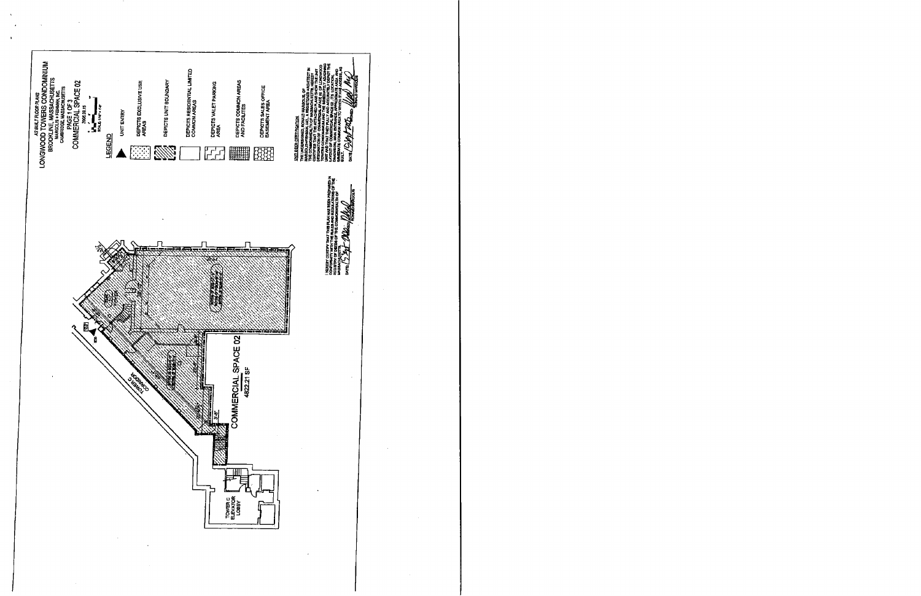AS BUILT FLOOR PLANS

# LONGWOOD TOWERS CONDOMINIUM

## BROOKLINE, MASSACHUSETTS

MARGULIS + FISHMAN, INC.

CAMBRIDGE, MASSACHUSETTS

PAGE 1 OF 3

## COMMERCIAL SPACE 02

2006.09.18

SCALE: 1/16" = 1'-0"

**LEGEND**

- UNIT ENTRY
- DEPICTS EXCLUSIVE USE AREAS
- DEPICTS UNIT BOUNDARY
- DEPICTS RESIDENTIAL LIMITED COMMON AREAS
- DEPICTS VALET PARKING AREA
- DEPICTS COMMON AREAS AND FACILITES
- DEPICTS SALES OFFICE EASEMENT AREA

TOWER C CORRIDOR

TOWER C ELEVATOR LOBBY

COMMERCIAL SPACE 02

4822.21 SF

I HEREBY CERTIFY THAT THIS PLAN HAS BEEN PREPARED IN CONFORMITY WITH THE RULES AND REGULATIONS OF THE REGISTRY OF DEEDS OF THE COMMONWEALTH OF MASSACHUSETTS.

DATE: [signature] RONALD MARGULIS

UNIT DEED CERTIFICATION

THE UNDERSIGNED, RONALD MARGULIS OF MARGULIS+FISHMAN, INC., A REGISTERED ARCHITECT IN THE COMMONWEALTH OF MASSACHUSETTS, HEREBY CERTIFIES THAT THE ATTACHED PLANS SHOW THE UNIT DESIGNATION OF COMMERCIAL SPACE 02 OF LONGWOOD TOWERS CONDOMINIUM AND OF THE IMMEDIATELY ADJOINING UNIT AND THAT THESE PLANS FULLY AND ACCURATELY DEPICT THE LAYOUT OF COMMERCIAL SPACE 02, ITS LOCATION, DIMENSIONS, APPROXIMATE AREA, MAIN ENTRANCE, AND IMMEDIATE COMMON AREA TO WHICH IT HAS ACCESS, AS BUILT.

DATE: [signature] SIGNED: [signature] RONALD MARGULIS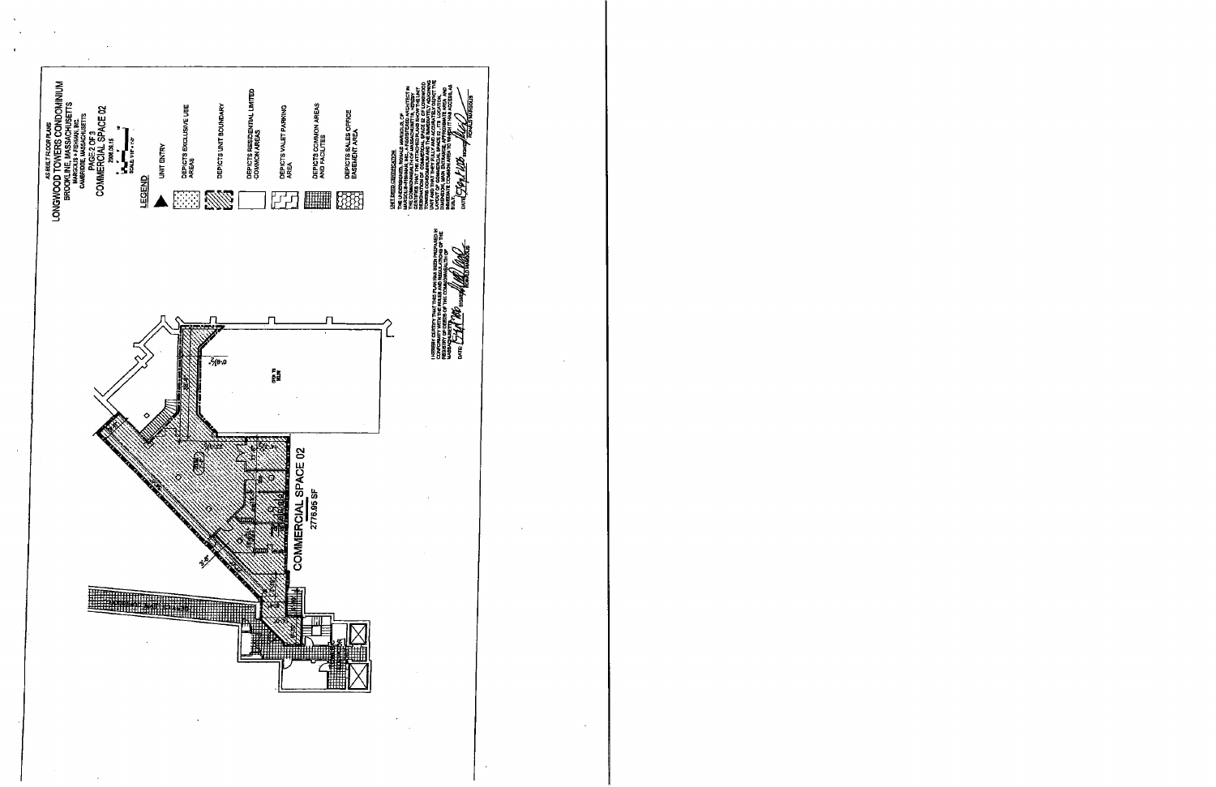AS BUILT FLOOR PLANS

# LONGWOOD TOWERS CONDOMINIUM

BROOKLINE, MASSACHUSETTS

MARGULIS + FISHMAN, INC.

CAMBRIDGE, MASSACHUSETTS

PAGE 2 OF 3

## COMMERCIAL SPACE 02

2008.06.15

SCALE 1/16" = 1'-0"

**LEGEND**

- UNIT ENTRY
- DEPICTS EXCLUSIVE USE AREAS
- DEPICTS UNIT BOUNDARY
- DEPICTS RESIDENTIAL LIMITED COMMON AREAS
- DEPICTS VALET PARKING AREA
- DEPICTS COMMON AREAS AND FACILITIES
- DEPICTS SALES OFFICE EASEMENT AREA

COMMERCIAL SPACE 02

2776.95 SF

I HEREBY CERTIFY THAT THIS PLAN HAS BEEN PREPARED IN CONFORMITY WITH THE RULES AND REGULATIONS OF THE REGISTRY OF DEEDS OF THE COMMONWEALTH OF MASSACHUSETTS.

DATE: ______ SIGNED: ______ RONALD MARGULIS

UNIT DEED CERTIFICATION

THE UNDERSIGNED, RONALD MARGULIS, OF MARGULIS + FISHMAN, INC., A REGISTERED ARCHITECT IN THE COMMONWEALTH OF MASSACHUSETTS, HEREBY CERTIFIES THAT THE ATTACHED PLANS SHOW THE UNIT DESIGNATION OF COMMERCIAL SPACE 02 OF LONGWOOD TOWERS CONDOMINIUM AND THE IMMEDIATELY ADJOINING UNITS AND THAT THEY FULLY AND ACCURATELY DEPICT THE LAYOUT OF COMMERCIAL SPACE 02, ITS LOCATION, DIMENSIONS, APPROXIMATE AREA, MAIN ENTRANCE, AND IMMEDIATE COMMON AREA TO WHICH IT HAS ACCESS, AS BUILT.

DATE: ______ SIGNED: ______ RONALD MARGULIS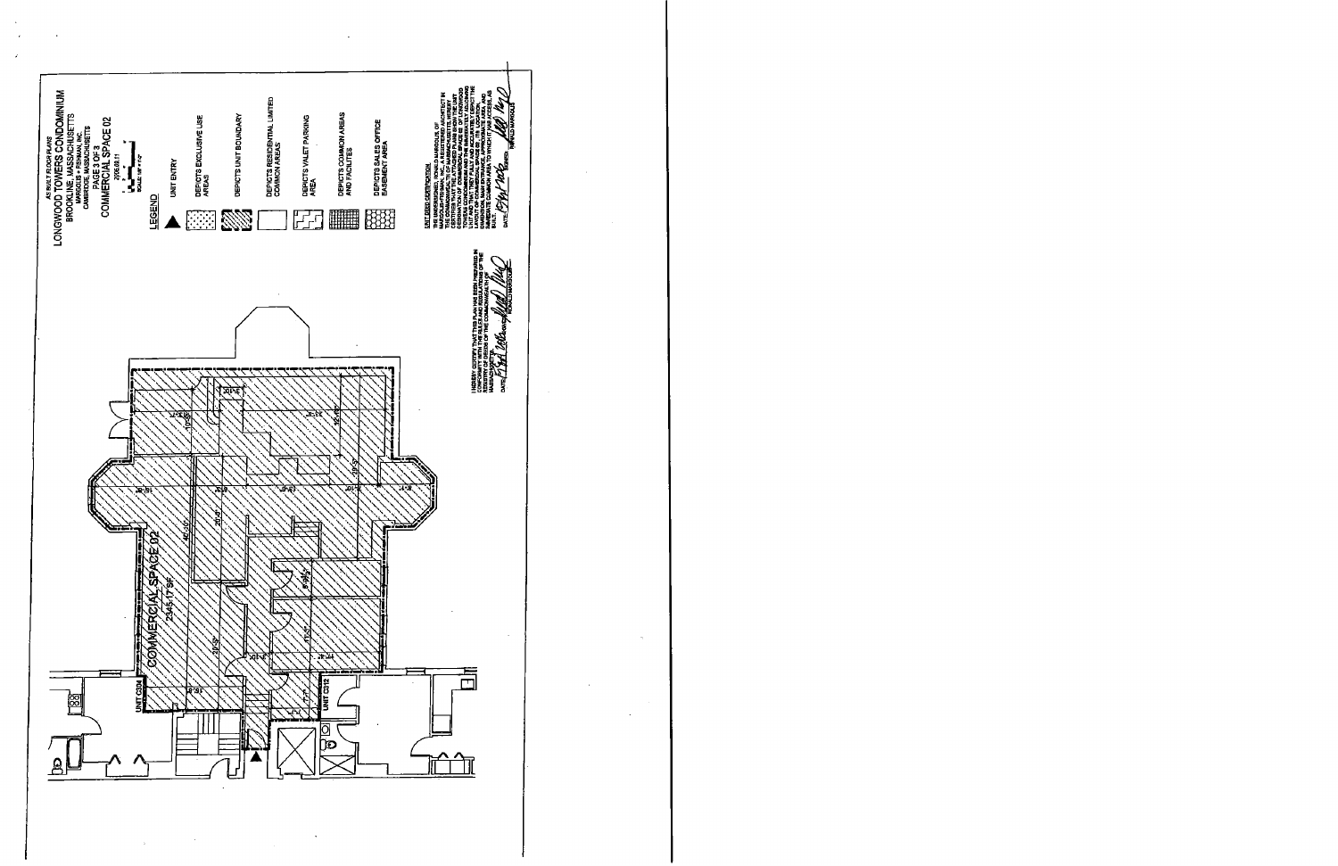AS BUILT FLOOR PLANS

# LONGWOOD TOWERS CONDOMINIUM

BROOKLINE, MASSACHUSETTS

MARGULIS + FEIMAN, INC.

CAMBRIDGE, MASSACHUSETTS

PAGE 3 OF 3

## COMMERCIAL SPACE 02

2006.08.11

SCALE: 1/8" = 1'-0"

### LEGEND

- UNIT ENTRY
- DEPICTS EXCLUSIVE USE AREAS
- DEPICTS UNIT BOUNDARY
- DEPICTS RESIDENTIAL LIMITED COMMON AREAS
- DEPICTS VALET PARKING AREA
- DEPICTS COMMON AREAS AND FACILITIES
- DEPICTS SALES OFFICE EASEMENT AREA

COMMERCIAL SPACE 02

2345.17 SF

UNIT C204

UNIT C212

UNIT DEED CERTIFICATION

THE UNDERSIGNED, DONALD MARGULIS, OF MARGULIS+FEIMAN, INC., A REGISTERED ARCHITECT IN THE COMMONWEALTH OF MASSACHUSETTS, HEREBY CERTIFIES THAT THE ATTACHED PLANS SHOW THE UNIT DESIGNATION OF COMMERCIAL SPACE 02 OF LONGWOOD TOWERS CONDOMINIUM AND THE IMMEDIATELY ADJOINING UNITS, AND THAT THEY FULLY AND ACCURATELY DEPICT THE LAYOUT OF COMMERCIAL SPACE 02, ITS LOCATION, DIMENSIONS, MAIN ENTRANCE, APPROXIMATE AREA, AND IMMEDIATE COMMON AREA TO WHICH IT HAS ACCESS, AS BUILT.

DATE: [signature] DONALD MARGULIS

I HEREBY CERTIFY THAT THIS PLAN HAS BEEN PREPARED IN CONFORMITY WITH THE RULES AND REGULATIONS OF THE REGISTRY OF DEEDS OF THE COMMONWEALTH OF MASSACHUSETTS.

DATE: [signature] DONALD MARGULIS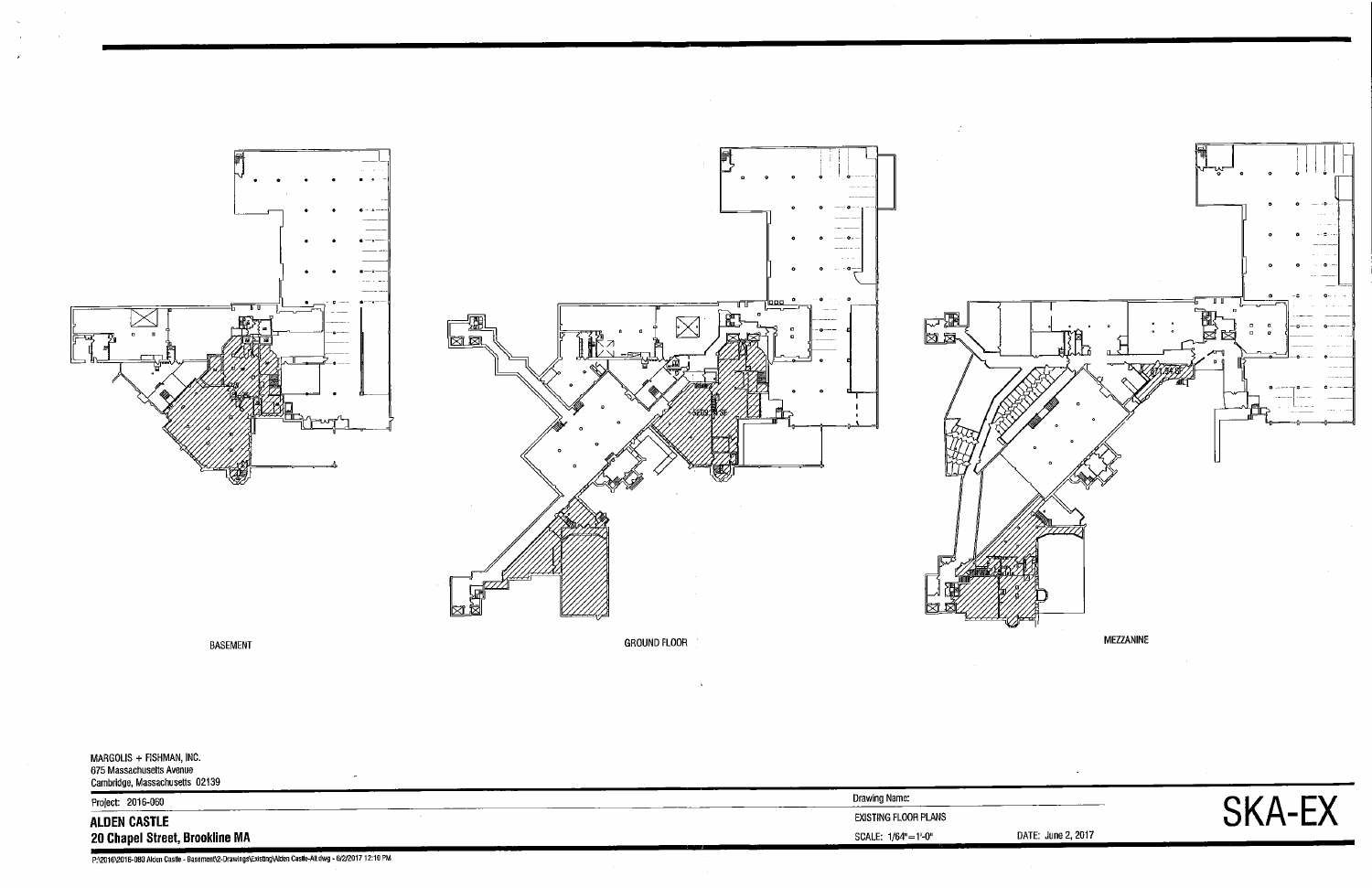BASEMENT

GROUND FLOOR

MEZZANINE

MARGOLIS + FISHMAN, INC.
675 Massachusetts Avenue
Cambridge, Massachusetts 02139

Project: 2016-060

**ALDEN CASTLE**
**20 Chapel Street, Brookline MA**

Drawing Name:
EXISTING FLOOR PLANS

SCALE: 1/64"=1'-0"

DATE: June 2, 2017

# SKA-EX

P:\2016\2016-060 Alden Castle - Basement\2-Drawings\Existing\Alden Castle-All.dwg - 6/2/2017 12:10 PM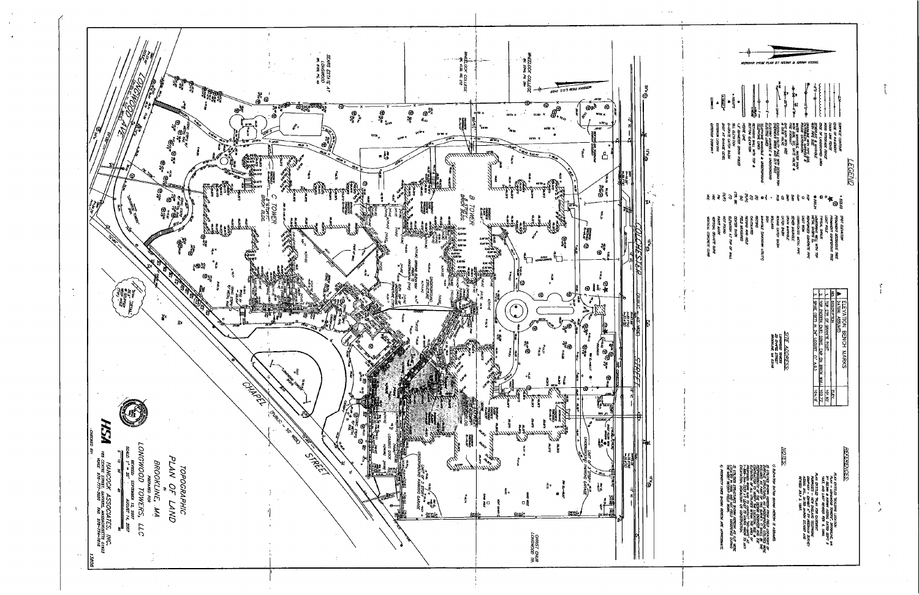# TOPOGRAPHIC PLAN OF LAND

IN

BROOKLINE, MA

PREPARED FOR

LONGWOOD TOWERS, LLC

REVISED: SEPTEMBER 12, 2007

SCALE: 1" = 30'    AUGUST 14, 2007

HSA

HANCOCK ASSOCIATES, INC.

185 CENTRE STREET, DANVERS, MASSACHUSETTS 01923

VOICE 978-777-3050    FAX 978-774-7816

CHECKED BY:

## LEGEND

## ELEVATION BENCH MARKS

| # | DESCRIPTION | ELEV. |
|---|---|---|
| 1 | TOP CTR OF GRANITE POST | 101.80 |
| 2 | TOP CTR OF CONC. CAP ON BRICK WALL | 104.72 |
| 3 | SPIKE SET IN UP | 104.6 |

## SITE ADDRESS:

LONGWOOD TOWERS
20 CHAPEL STREET
BROOKLINE, MA 02146

## REFERENCES:

## NOTES:

C TOWER
8 STORY BRICK BLDG.

B TOWER
8 STORY BRICK BLDG.

COLCHESTER STREET (PUBLIC - 40' WIDE)

CHAPEL STREET (PUBLIC - 50' WIDE)

LONGWOOD AVE.

SEARS ESTATE AT LONGWOOD

WHEELOCK COLLEGE

CHRIST CHURCH LONGWOOD TR.

UNDERGROUND PARKING GARAGE

LOADING DOCK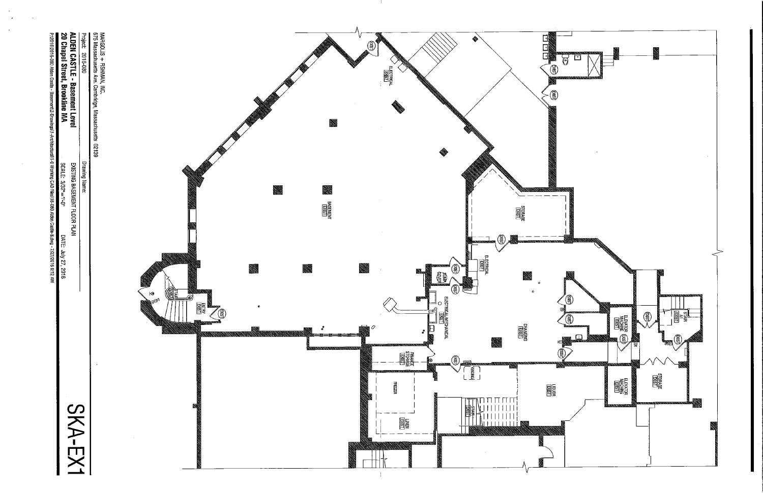MARGOLIS + FISHMAN, INC.
675 Massachusetts Ave. Cambridge, Massachusetts 02139

Project: 2016-080

Drawing Name:

**ALDEN CASTLE - Basement Level**
**20 Chapel Street, Brookline MA**

EXISTING BASEMENT FLOOR PLAN

SCALE: 3/32"=1'-0"

DATE: July 27, 2016

P:\2016\2016-080 Alden Castle - Basement\2-Drawings\1-Architectural\1-0 Working CAD Files\16-080 Alden Castle-B.dwg - 7/27/2016 8:12 AM

# SKA-EX1

ELECTRICAL EXIST

BASEMENT EXIST

STORAGE EXIST

ELECTRICAL EXIST

SUMP COVER

ELECTRICAL/MECHANICAL EXIST

CHANGING EXIST

ELEVATOR MACHINE EXIST

STAIR A1 EXIST

ENTRY EXIST

STAIR EXIST

FINANCE STORAGE EXIST

VENDING

LIQUOR EXIST

ELEVATOR MACHINE EXIST

STORAGE EXIST

FREEZER

LINEN EXIST

STAIR EXIST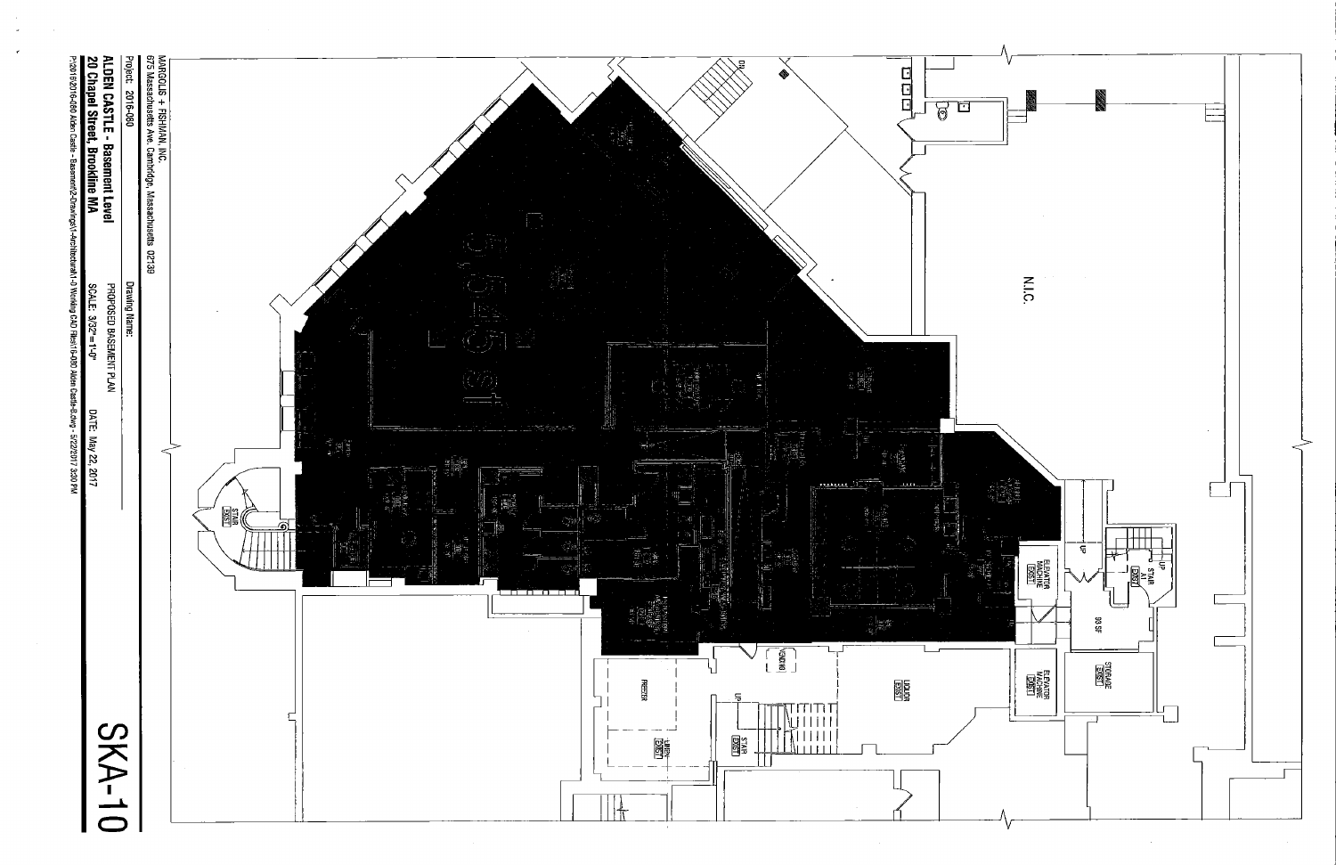MARGULIS + FISHMAN, INC.
675 Massachusetts Ave. Cambridge, Massachusetts 02139

Project: 2016-080

**ALDEN CASTLE - Basement Level**
**20 Chapel Street, Brookline MA**

Drawing Name:
PROPOSED BASEMENT PLAN
SCALE: 3/32" = 1'-0"
DATE: May 22, 2017

P:\2016\2016-080 Alden Castle - Basement\2-Drawings\1-Architectural\1-3 Working CAD Files\16-080 Alden Castle-B.dwg - 5/22/2017 3:20 PM

# SKA-10

N.I.C.

5,545 sf

ELEVATOR MACHINE (EXIST)

STAIR A1 (EXIST)

UP

93 SF

STORAGE (EXIST)

ELEVATOR MACHINE (EXIST)

LIQUOR (EXIST)

VENDING

STAIR (EXIST)

UP

FREEZER

LINEN (EXIST)

STAIR (EXIST)